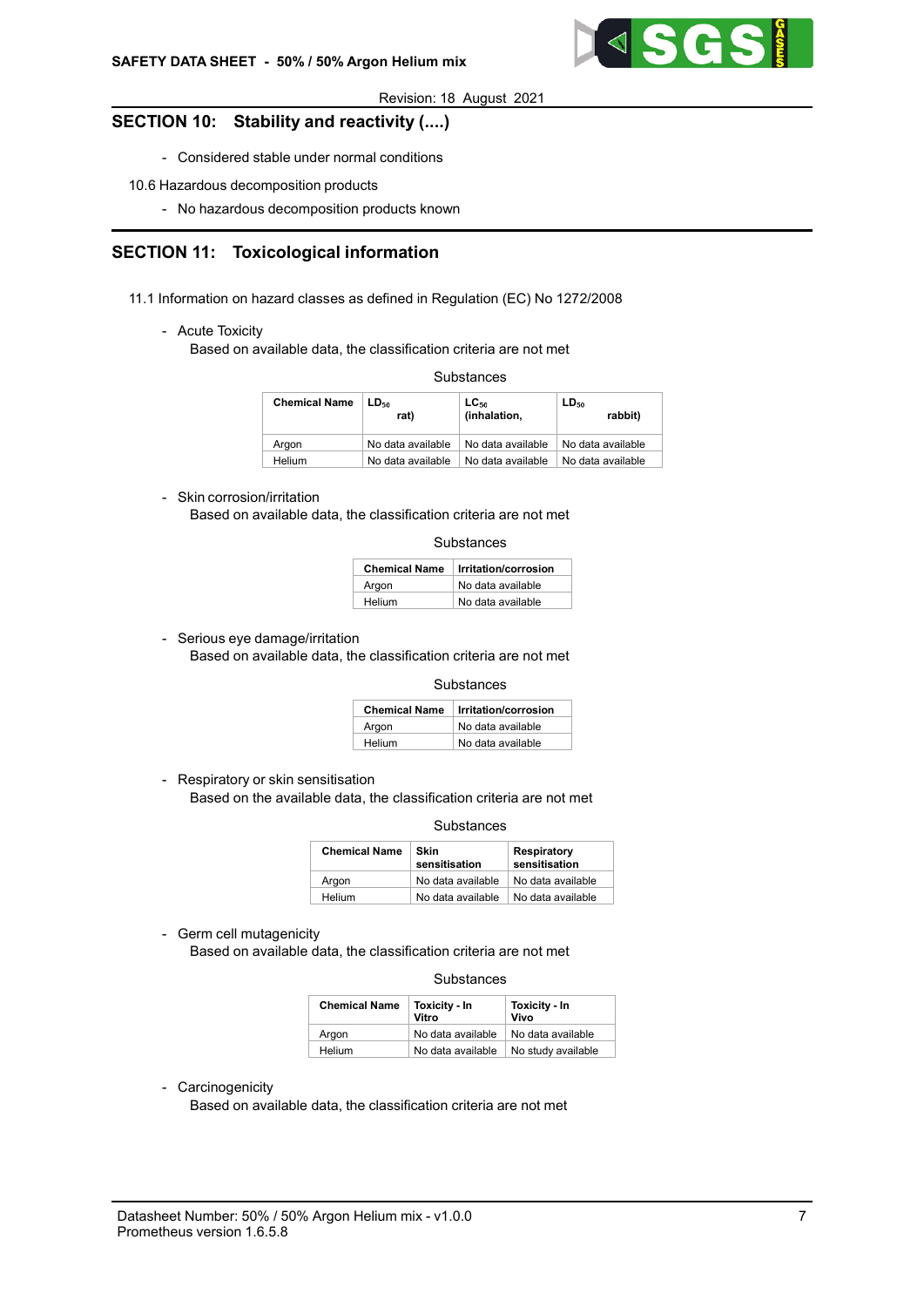## SECTION 10: Stability and reactivity (....)

- Considered stable under normal conditions

10.6 Hazardous decomposition products

- No hazardous decomposition products known

## SECTION 11: Toxicological information

11.1 Information on hazard classes as defined in Regulation (EC) No 1272/2008

- Acute Toxicity

  Based on available data, the classification criteria are not met

Substances

| Chemical Name | $LD_{50}$ rat) | $LC_{50}$ (inhalation, | $LD_{50}$ rabbit) |
|---|---|---|---|
| Argon | No data available | No data available | No data available |
| Helium | No data available | No data available | No data available |

- Skin corrosion/irritation

  Based on available data, the classification criteria are not met

Substances

| Chemical Name | Irritation/corrosion |
|---|---|
| Argon | No data available |
| Helium | No data available |

- Serious eye damage/irritation

  Based on available data, the classification criteria are not met

Substances

| Chemical Name | Irritation/corrosion |
|---|---|
| Argon | No data available |
| Helium | No data available |

- Respiratory or skin sensitisation

  Based on the available data, the classification criteria are not met

Substances

| Chemical Name | Skin sensitisation | Respiratory sensitisation |
|---|---|---|
| Argon | No data available | No data available |
| Helium | No data available | No data available |

- Germ cell mutagenicity

  Based on available data, the classification criteria are not met

Substances

| Chemical Name | Toxicity - In Vitro | Toxicity - In Vivo |
|---|---|---|
| Argon | No data available | No data available |
| Helium | No data available | No study available |

- Carcinogenicity

  Based on available data, the classification criteria are not met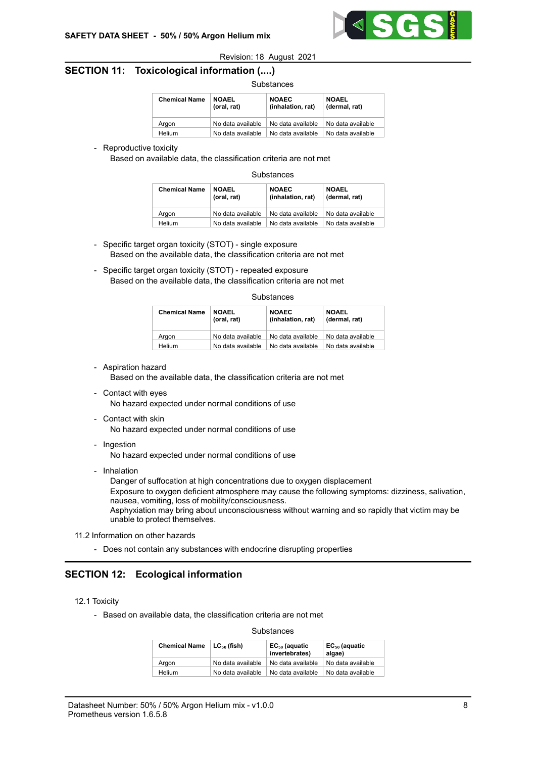## SECTION 11: Toxicological information (....)

Substances

| Chemical Name | NOAEL (oral, rat) | NOAEC (inhalation, rat) | NOAEL (dermal, rat) |
|---|---|---|---|
| Argon | No data available | No data available | No data available |
| Helium | No data available | No data available | No data available |

- Reproductive toxicity
  Based on available data, the classification criteria are not met

Substances

| Chemical Name | NOAEL (oral, rat) | NOAEC (inhalation, rat) | NOAEL (dermal, rat) |
|---|---|---|---|
| Argon | No data available | No data available | No data available |
| Helium | No data available | No data available | No data available |

- Specific target organ toxicity (STOT) - single exposure
  Based on the available data, the classification criteria are not met

- Specific target organ toxicity (STOT) - repeated exposure
  Based on the available data, the classification criteria are not met

Substances

| Chemical Name | NOAEL (oral, rat) | NOAEC (inhalation, rat) | NOAEL (dermal, rat) |
|---|---|---|---|
| Argon | No data available | No data available | No data available |
| Helium | No data available | No data available | No data available |

- Aspiration hazard
  Based on the available data, the classification criteria are not met

- Contact with eyes
  No hazard expected under normal conditions of use

- Contact with skin
  No hazard expected under normal conditions of use

- Ingestion
  No hazard expected under normal conditions of use

- Inhalation
  Danger of suffocation at high concentrations due to oxygen displacement
  Exposure to oxygen deficient atmosphere may cause the following symptoms: dizziness, salivation, nausea, vomiting, loss of mobility/consciousness.
  Asphyxiation may bring about unconsciousness without warning and so rapidly that victim may be unable to protect themselves.

11.2 Information on other hazards

- Does not contain any substances with endocrine disrupting properties

## SECTION 12: Ecological information

12.1 Toxicity

- Based on available data, the classification criteria are not met

Substances

| Chemical Name | $LC_{50}$ (fish) | $EC_{50}$ (aquatic invertebrates) | $EC_{50}$ (aquatic algae) |
|---|---|---|---|
| Argon | No data available | No data available | No data available |
| Helium | No data available | No data available | No data available |

Datasheet Number: 50% / 50% Argon Helium mix - v1.0.0
Prometheus version 1.6.5.8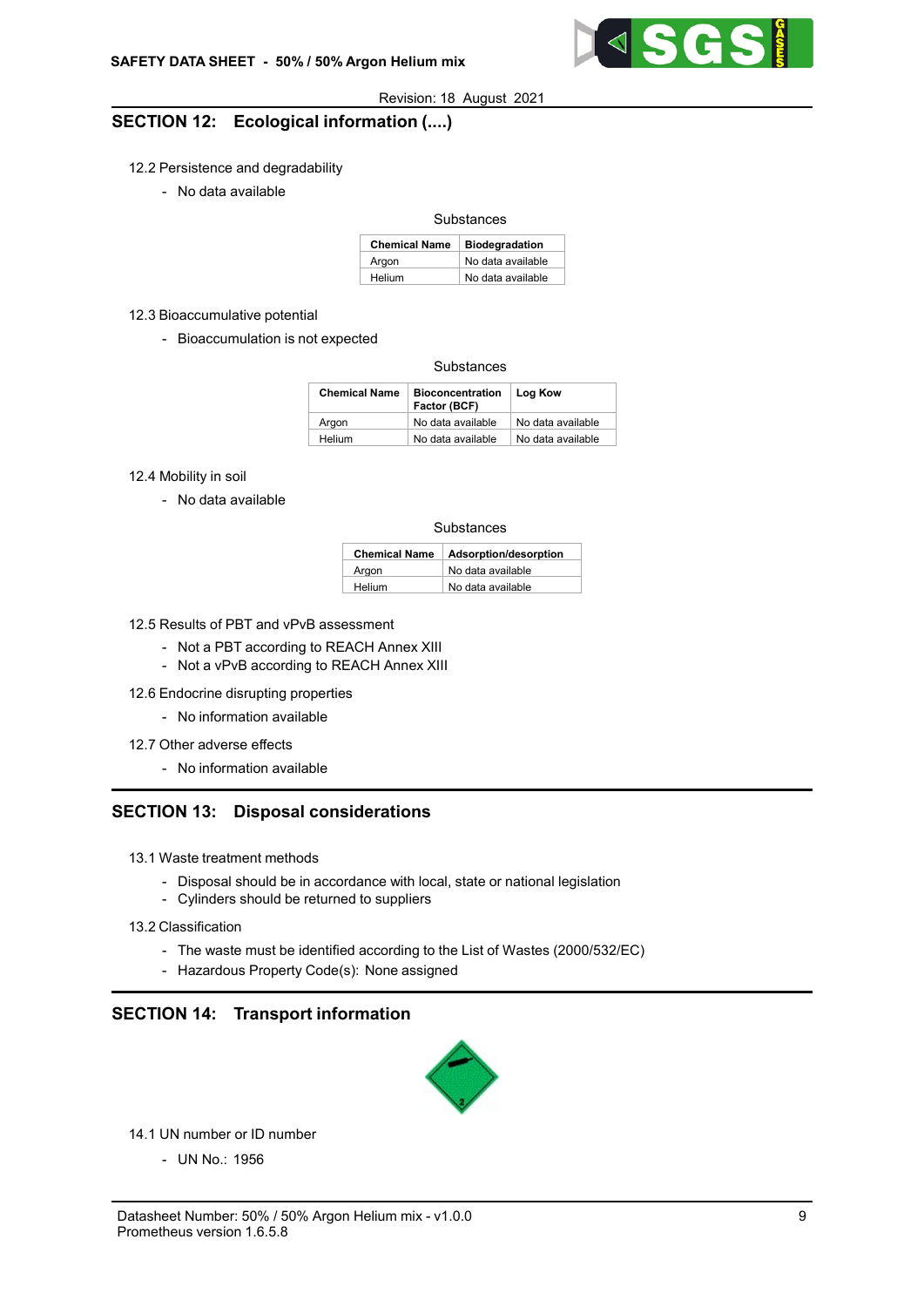## SECTION 12: Ecological information (....)

12.2 Persistence and degradability

- No data available

Substances

| Chemical Name | Biodegradation |
| --- | --- |
| Argon | No data available |
| Helium | No data available |

12.3 Bioaccumulative potential

- Bioaccumulation is not expected

Substances

| Chemical Name | Bioconcentration Factor (BCF) | Log Kow |
| --- | --- | --- |
| Argon | No data available | No data available |
| Helium | No data available | No data available |

12.4 Mobility in soil

- No data available

Substances

| Chemical Name | Adsorption/desorption |
| --- | --- |
| Argon | No data available |
| Helium | No data available |

12.5 Results of PBT and vPvB assessment

- Not a PBT according to REACH Annex XIII
- Not a vPvB according to REACH Annex XIII

12.6 Endocrine disrupting properties

- No information available

12.7 Other adverse effects

- No information available

## SECTION 13: Disposal considerations

13.1 Waste treatment methods

- Disposal should be in accordance with local, state or national legislation
- Cylinders should be returned to suppliers

13.2 Classification

- The waste must be identified according to the List of Wastes (2000/532/EC)
- Hazardous Property Code(s): None assigned

## SECTION 14: Transport information

14.1 UN number or ID number

- UN No.: 1956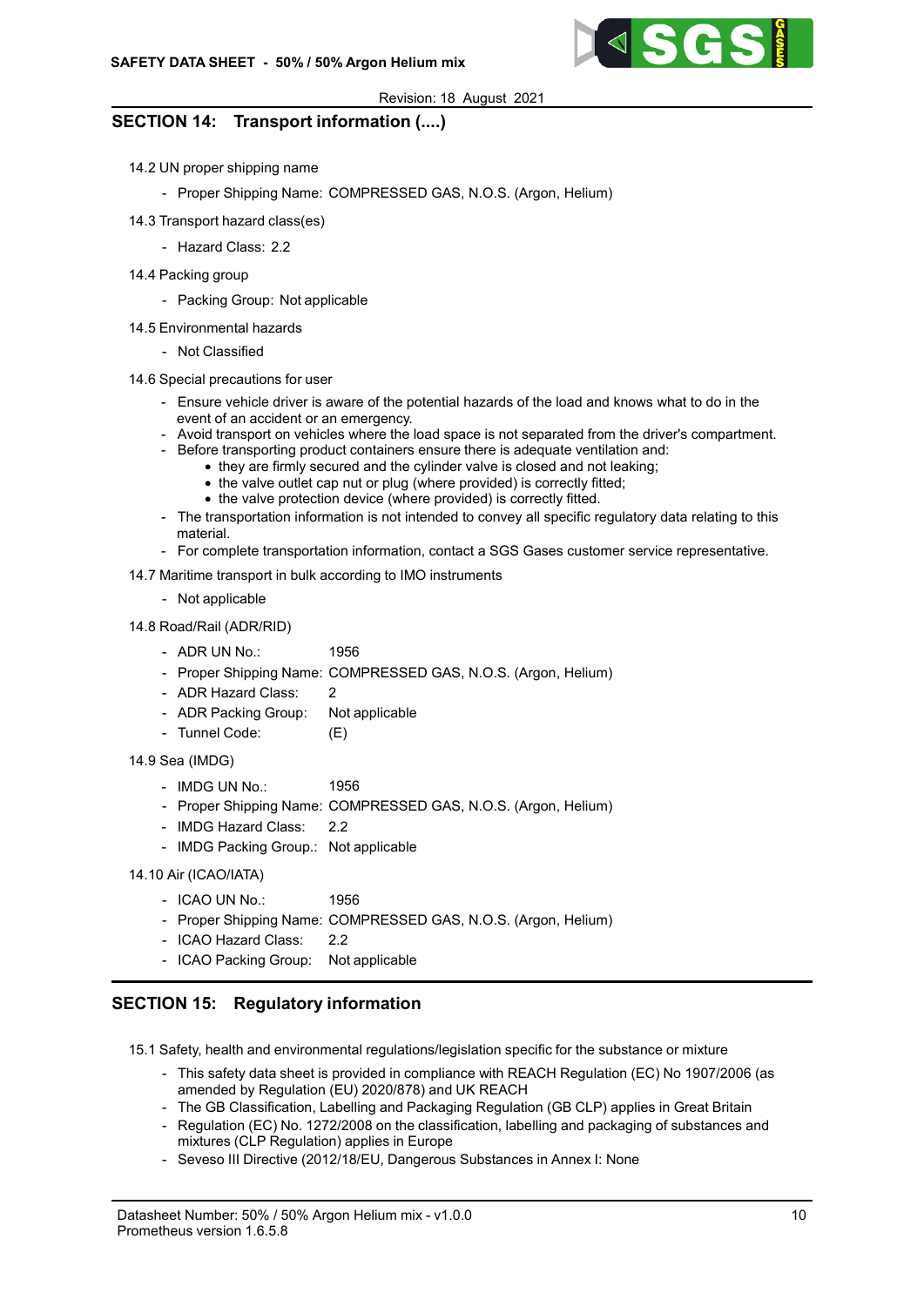## SECTION 14: Transport information (....)

14.2 UN proper shipping name

- Proper Shipping Name: COMPRESSED GAS, N.O.S. (Argon, Helium)

14.3 Transport hazard class(es)

- Hazard Class: 2.2

14.4 Packing group

- Packing Group: Not applicable

14.5 Environmental hazards

- Not Classified

14.6 Special precautions for user

- Ensure vehicle driver is aware of the potential hazards of the load and knows what to do in the event of an accident or an emergency.
- Avoid transport on vehicles where the load space is not separated from the driver's compartment.
- Before transporting product containers ensure there is adequate ventilation and:
  - they are firmly secured and the cylinder valve is closed and not leaking;
  - the valve outlet cap nut or plug (where provided) is correctly fitted;
  - the valve protection device (where provided) is correctly fitted.
- The transportation information is not intended to convey all specific regulatory data relating to this material.
- For complete transportation information, contact a SGS Gases customer service representative.

14.7 Maritime transport in bulk according to IMO instruments

- Not applicable

14.8 Road/Rail (ADR/RID)

- ADR UN No.: 1956
- Proper Shipping Name: COMPRESSED GAS, N.O.S. (Argon, Helium)
- ADR Hazard Class: 2
- ADR Packing Group: Not applicable
- Tunnel Code: (E)

14.9 Sea (IMDG)

- IMDG UN No.: 1956
- Proper Shipping Name: COMPRESSED GAS, N.O.S. (Argon, Helium)
- IMDG Hazard Class: 2.2
- IMDG Packing Group.: Not applicable

14.10 Air (ICAO/IATA)

- ICAO UN No.: 1956
- Proper Shipping Name: COMPRESSED GAS, N.O.S. (Argon, Helium)
- ICAO Hazard Class: 2.2
- ICAO Packing Group: Not applicable

## SECTION 15: Regulatory information

15.1 Safety, health and environmental regulations/legislation specific for the substance or mixture

- This safety data sheet is provided in compliance with REACH Regulation (EC) No 1907/2006 (as amended by Regulation (EU) 2020/878) and UK REACH
- The GB Classification, Labelling and Packaging Regulation (GB CLP) applies in Great Britain
- Regulation (EC) No. 1272/2008 on the classification, labelling and packaging of substances and mixtures (CLP Regulation) applies in Europe
- Seveso III Directive (2012/18/EU, Dangerous Substances in Annex I: None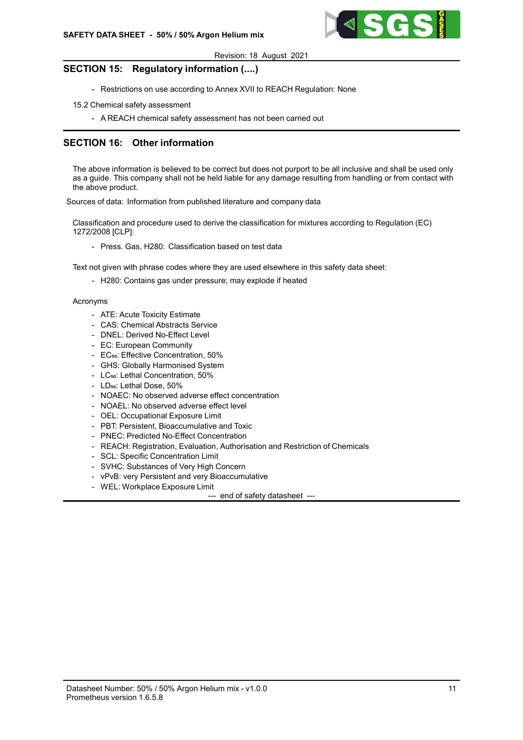## SECTION 15: Regulatory information (....)

- Restrictions on use according to Annex XVII to REACH Regulation: None

15.2 Chemical safety assessment

- A REACH chemical safety assessment has not been carried out

## SECTION 16: Other information

The above information is believed to be correct but does not purport to be all inclusive and shall be used only as a guide. This company shall not be held liable for any damage resulting from handling or from contact with the above product.

Sources of data: Information from published literature and company data

Classification and procedure used to derive the classification for mixtures according to Regulation (EC) 1272/2008 [CLP]:

- Press. Gas, H280: Classification based on test data

Text not given with phrase codes where they are used elsewhere in this safety data sheet:

- H280: Contains gas under pressure; may explode if heated

Acronyms

- ATE: Acute Toxicity Estimate
- CAS: Chemical Abstracts Service
- DNEL: Derived No-Effect Level
- EC: European Community
- $EC_{50}$: Effective Concentration, 50%
- GHS: Globally Harmonised System
- $LC_{50}$: Lethal Concentration, 50%
- $LD_{50}$: Lethal Dose, 50%
- NOAEC: No observed adverse effect concentration
- NOAEL: No observed adverse effect level
- OEL: Occupational Exposure Limit
- PBT: Persistent, Bioaccumulative and Toxic
- PNEC: Predicted No-Effect Concentration
- REACH: Registration, Evaluation, Authorisation and Restriction of Chemicals
- SCL: Specific Concentration Limit
- SVHC: Substances of Very High Concern
- vPvB: very Persistent and very Bioaccumulative
- WEL: Workplace Exposure Limit

--- end of safety datasheet ---

Datasheet Number: 50% / 50% Argon Helium mix - v1.0.0
Prometheus version 1.6.5.8